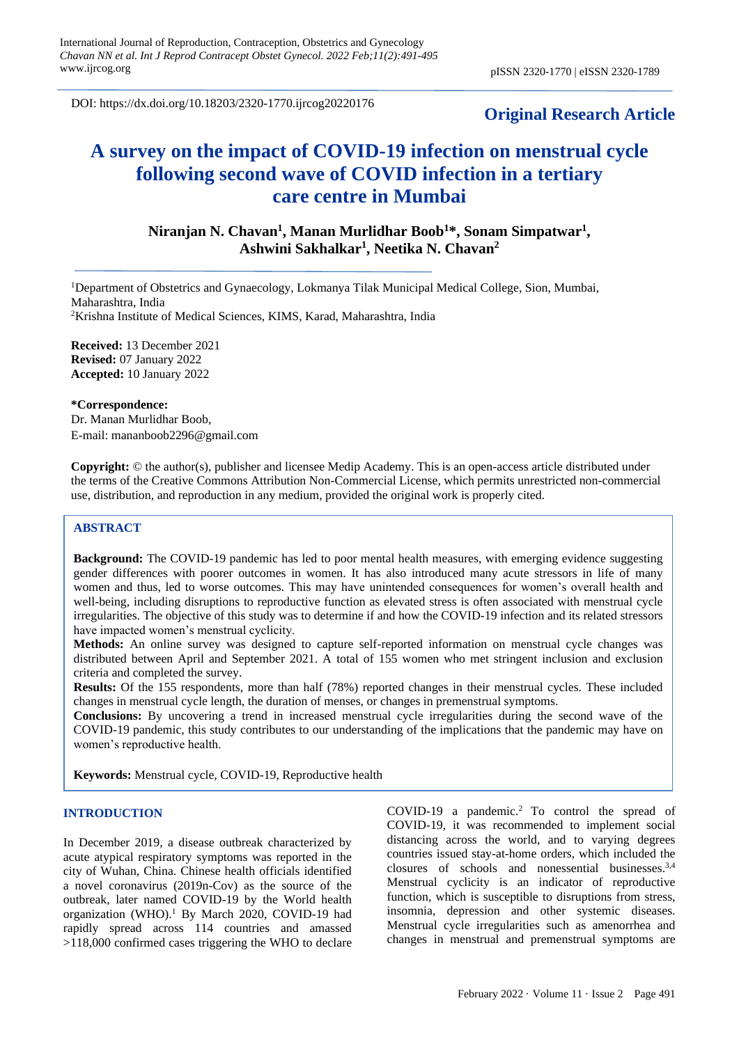DOI: https://dx.doi.org/10.18203/2320-1770.ijrcog20220176

**Original Research Article**

# A survey on the impact of COVID-19 infection on menstrual cycle following second wave of COVID infection in a tertiary care centre in Mumbai

**Niranjan N. Chavan[1], Manan Murlidhar Boob[1]*, Sonam Simpatwar[1], Ashwini Sakhalkar[1], Neetika N. Chavan[2]**

[1]Department of Obstetrics and Gynaecology, Lokmanya Tilak Municipal Medical College, Sion, Mumbai, Maharashtra, India

[2]Krishna Institute of Medical Sciences, KIMS, Karad, Maharashtra, India

**Received:** 13 December 2021
**Revised:** 07 January 2022
**Accepted:** 10 January 2022

***Correspondence:**
Dr. Manan Murlidhar Boob,
E-mail: mananboob2296@gmail.com

**Copyright:** © the author(s), publisher and licensee Medip Academy. This is an open-access article distributed under the terms of the Creative Commons Attribution Non-Commercial License, which permits unrestricted non-commercial use, distribution, and reproduction in any medium, provided the original work is properly cited.

## ABSTRACT

**Background:** The COVID-19 pandemic has led to poor mental health measures, with emerging evidence suggesting gender differences with poorer outcomes in women. It has also introduced many acute stressors in life of many women and thus, led to worse outcomes. This may have unintended consequences for women's overall health and well-being, including disruptions to reproductive function as elevated stress is often associated with menstrual cycle irregularities. The objective of this study was to determine if and how the COVID-19 infection and its related stressors have impacted women's menstrual cyclicity.

**Methods:** An online survey was designed to capture self-reported information on menstrual cycle changes was distributed between April and September 2021. A total of 155 women who met stringent inclusion and exclusion criteria and completed the survey.

**Results:** Of the 155 respondents, more than half (78%) reported changes in their menstrual cycles. These included changes in menstrual cycle length, the duration of menses, or changes in premenstrual symptoms.

**Conclusions:** By uncovering a trend in increased menstrual cycle irregularities during the second wave of the COVID-19 pandemic, this study contributes to our understanding of the implications that the pandemic may have on women's reproductive health.

**Keywords:** Menstrual cycle, COVID-19, Reproductive health

## INTRODUCTION

In December 2019, a disease outbreak characterized by acute atypical respiratory symptoms was reported in the city of Wuhan, China. Chinese health officials identified a novel coronavirus (2019n-Cov) as the source of the outbreak, later named COVID-19 by the World health organization (WHO).[1] By March 2020, COVID-19 had rapidly spread across 114 countries and amassed >118,000 confirmed cases triggering the WHO to declare COVID-19 a pandemic.[2] To control the spread of COVID-19, it was recommended to implement social distancing across the world, and to varying degrees countries issued stay-at-home orders, which included the closures of schools and nonessential businesses.[3,4] Menstrual cyclicity is an indicator of reproductive function, which is susceptible to disruptions from stress, insomnia, depression and other systemic diseases. Menstrual cycle irregularities such as amenorrhea and changes in menstrual and premenstrual symptoms are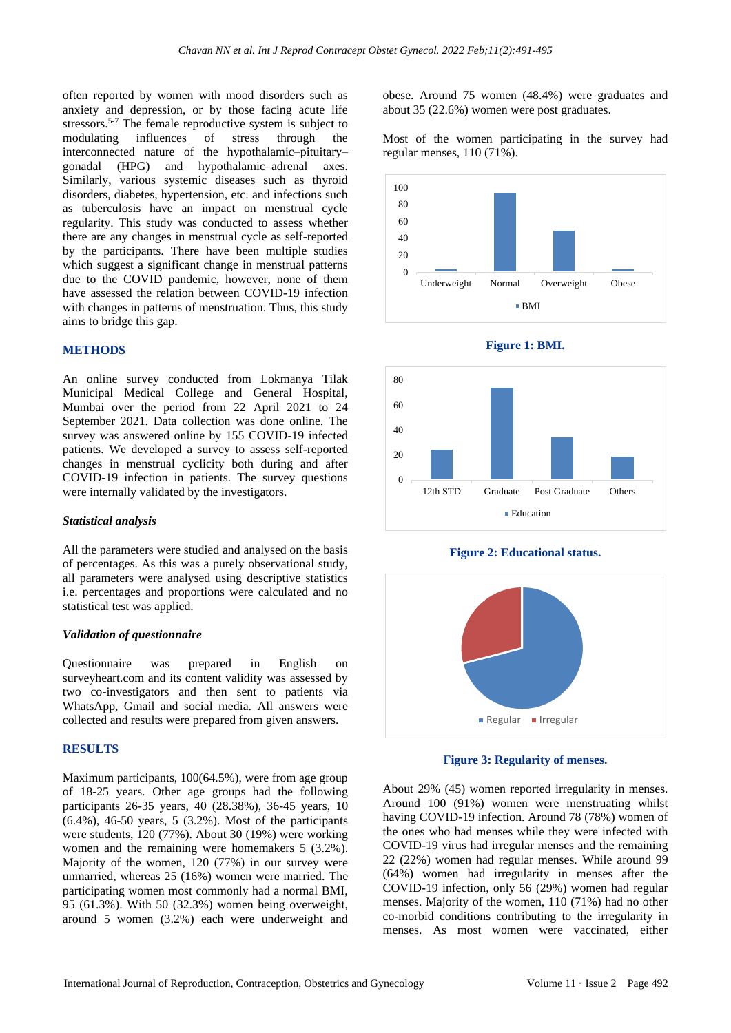often reported by women with mood disorders such as anxiety and depression, or by those facing acute life stressors.[5-7] The female reproductive system is subject to modulating influences of stress through the interconnected nature of the hypothalamic–pituitary–gonadal (HPG) and hypothalamic–adrenal axes. Similarly, various systemic diseases such as thyroid disorders, diabetes, hypertension, etc. and infections such as tuberculosis have an impact on menstrual cycle regularity. This study was conducted to assess whether there are any changes in menstrual cycle as self-reported by the participants. There have been multiple studies which suggest a significant change in menstrual patterns due to the COVID pandemic, however, none of them have assessed the relation between COVID-19 infection with changes in patterns of menstruation. Thus, this study aims to bridge this gap.

## METHODS

An online survey conducted from Lokmanya Tilak Municipal Medical College and General Hospital, Mumbai over the period from 22 April 2021 to 24 September 2021. Data collection was done online. The survey was answered online by 155 COVID-19 infected patients. We developed a survey to assess self-reported changes in menstrual cyclicity both during and after COVID-19 infection in patients. The survey questions were internally validated by the investigators.

### *Statistical analysis*

All the parameters were studied and analysed on the basis of percentages. As this was a purely observational study, all parameters were analysed using descriptive statistics i.e. percentages and proportions were calculated and no statistical test was applied.

### *Validation of questionnaire*

Questionnaire was prepared in English on surveyheart.com and its content validity was assessed by two co-investigators and then sent to patients via WhatsApp, Gmail and social media. All answers were collected and results were prepared from given answers.

## RESULTS

Maximum participants, 100(64.5%), were from age group of 18-25 years. Other age groups had the following participants 26-35 years, 40 (28.38%), 36-45 years, 10 (6.4%), 46-50 years, 5 (3.2%). Most of the participants were students, 120 (77%). About 30 (19%) were working women and the remaining were homemakers 5 (3.2%). Majority of the women, 120 (77%) in our survey were unmarried, whereas 25 (16%) women were married. The participating women most commonly had a normal BMI, 95 (61.3%). With 50 (32.3%) women being overweight, around 5 women (3.2%) each were underweight and obese. Around 75 women (48.4%) were graduates and about 35 (22.6%) women were post graduates.

Most of the women participating in the survey had regular menses, 110 (71%).

**Figure 1: BMI.**

**Figure 2: Educational status.**

**Figure 3: Regularity of menses.**

About 29% (45) women reported irregularity in menses. Around 100 (91%) women were menstruating whilst having COVID-19 infection. Around 78 (78%) women of the ones who had menses while they were infected with COVID-19 virus had irregular menses and the remaining 22 (22%) women had regular menses. While around 99 (64%) women had irregularity in menses after the COVID-19 infection, only 56 (29%) women had regular menses. Majority of the women, 110 (71%) had no other co-morbid conditions contributing to the irregularity in menses. As most women were vaccinated, either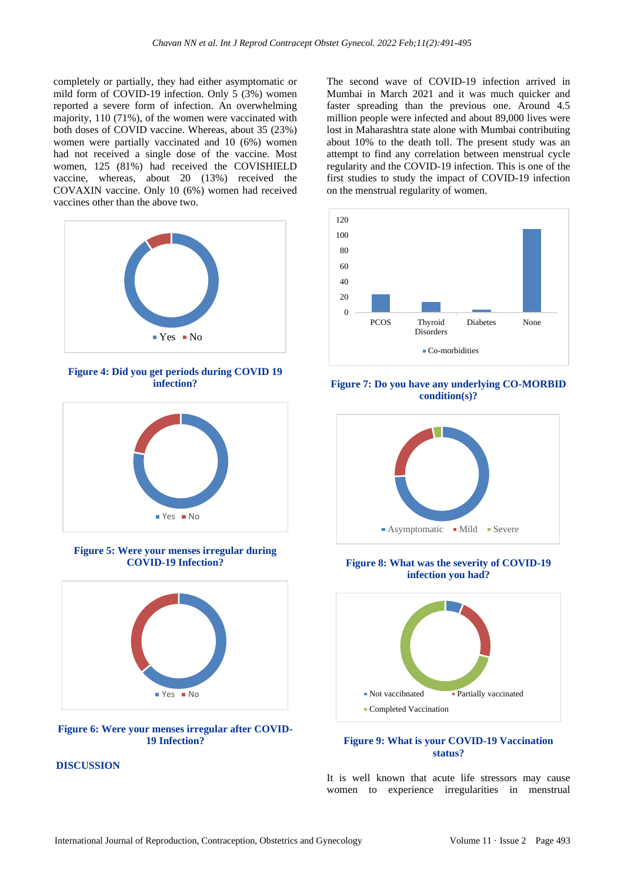completely or partially, they had either asymptomatic or mild form of COVID-19 infection. Only 5 (3%) women reported a severe form of infection. An overwhelming majority, 110 (71%), of the women were vaccinated with both doses of COVID vaccine. Whereas, about 35 (23%) women were partially vaccinated and 10 (6%) women had not received a single dose of the vaccine. Most women, 125 (81%) had received the COVISHIELD vaccine, whereas, about 20 (13%) received the COVAXIN vaccine. Only 10 (6%) women had received vaccines other than the above two.

**Figure 4: Did you get periods during COVID 19 infection?**

**Figure 5: Were your menses irregular during COVID-19 Infection?**

**Figure 6: Were your menses irregular after COVID-19 Infection?**

## DISCUSSION

The second wave of COVID-19 infection arrived in Mumbai in March 2021 and it was much quicker and faster spreading than the previous one. Around 4.5 million people were infected and about 89,000 lives were lost in Maharashtra state alone with Mumbai contributing about 10% to the death toll. The present study was an attempt to find any correlation between menstrual cycle regularity and the COVID-19 infection. This is one of the first studies to study the impact of COVID-19 infection on the menstrual regularity of women.

**Figure 7: Do you have any underlying CO-MORBID condition(s)?**

**Figure 8: What was the severity of COVID-19 infection you had?**

**Figure 9: What is your COVID-19 Vaccination status?**

It is well known that acute life stressors may cause women to experience irregularities in menstrual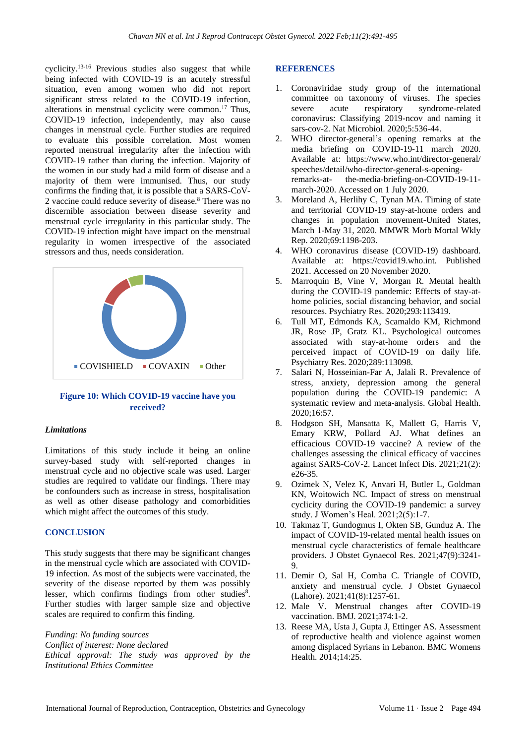cyclicity.[13-16] Previous studies also suggest that while being infected with COVID-19 is an acutely stressful situation, even among women who did not report significant stress related to the COVID-19 infection, alterations in menstrual cyclicity were common.[17] Thus, COVID-19 infection, independently, may also cause changes in menstrual cycle. Further studies are required to evaluate this possible correlation. Most women reported menstrual irregularity after the infection with COVID-19 rather than during the infection. Majority of the women in our study had a mild form of disease and a majority of them were immunised. Thus, our study confirms the finding that, it is possible that a SARS-CoV-2 vaccine could reduce severity of disease.[8] There was no discernible association between disease severity and menstrual cycle irregularity in this particular study. The COVID-19 infection might have impact on the menstrual regularity in women irrespective of the associated stressors and thus, needs consideration.

COVISHIELD COVAXIN Other

**Figure 10: Which COVID-19 vaccine have you received?**

### *Limitations*

Limitations of this study include it being an online survey-based study with self-reported changes in menstrual cycle and no objective scale was used. Larger studies are required to validate our findings. There may be confounders such as increase in stress, hospitalisation as well as other disease pathology and comorbidities which might affect the outcomes of this study.

## CONCLUSION

This study suggests that there may be significant changes in the menstrual cycle which are associated with COVID-19 infection. As most of the subjects were vaccinated, the severity of the disease reported by them was possibly lesser, which confirms findings from other studies[8]. Further studies with larger sample size and objective scales are required to confirm this finding.

*Funding: No funding sources*
*Conflict of interest: None declared*
*Ethical approval: The study was approved by the Institutional Ethics Committee*

## REFERENCES

1. Coronaviridae study group of the international committee on taxonomy of viruses. The species severe acute respiratory syndrome-related coronavirus: Classifying 2019-ncov and naming it sars-cov-2. Nat Microbiol. 2020;5:536-44.
2. WHO director-general's opening remarks at the media briefing on COVID-19-11 march 2020. Available at: https://www.who.int/director-general/speeches/detail/who-director-general-s-opening-remarks-at- the-media-briefing-on-COVID-19-11-march-2020. Accessed on 1 July 2020.
3. Moreland A, Herlihy C, Tynan MA. Timing of state and territorial COVID-19 stay-at-home orders and changes in population movement-United States, March 1-May 31, 2020. MMWR Morb Mortal Wkly Rep. 2020;69:1198-203.
4. WHO coronavirus disease (COVID-19) dashboard. Available at: https://covid19.who.int. Published 2021. Accessed on 20 November 2020.
5. Marroquin B, Vine V, Morgan R. Mental health during the COVID-19 pandemic: Effects of stay-at-home policies, social distancing behavior, and social resources. Psychiatry Res. 2020;293:113419.
6. Tull MT, Edmonds KA, Scamaldo KM, Richmond JR, Rose JP, Gratz KL. Psychological outcomes associated with stay-at-home orders and the perceived impact of COVID-19 on daily life. Psychiatry Res. 2020;289:113098.
7. Salari N, Hosseinian-Far A, Jalali R. Prevalence of stress, anxiety, depression among the general population during the COVID-19 pandemic: A systematic review and meta-analysis. Global Health. 2020;16:57.
8. Hodgson SH, Mansatta K, Mallett G, Harris V, Emary KRW, Pollard AJ. What defines an efficacious COVID-19 vaccine? A review of the challenges assessing the clinical efficacy of vaccines against SARS-CoV-2. Lancet Infect Dis. 2021;21(2):e26-35.
9. Ozimek N, Velez K, Anvari H, Butler L, Goldman KN, Woitowich NC. Impact of stress on menstrual cyclicity during the COVID-19 pandemic: a survey study. J Women's Heal. 2021;2(5):1-7.
10. Takmaz T, Gundogmus I, Okten SB, Gunduz A. The impact of COVID-19-related mental health issues on menstrual cycle characteristics of female healthcare providers. J Obstet Gynaecol Res. 2021;47(9):3241-9.
11. Demir O, Sal H, Comba C. Triangle of COVID, anxiety and menstrual cycle. J Obstet Gynaecol (Lahore). 2021;41(8):1257-61.
12. Male V. Menstrual changes after COVID-19 vaccination. BMJ. 2021;374:1-2.
13. Reese MA, Usta J, Gupta J, Ettinger AS. Assessment of reproductive health and violence against women among displaced Syrians in Lebanon. BMC Womens Health. 2014;14:25.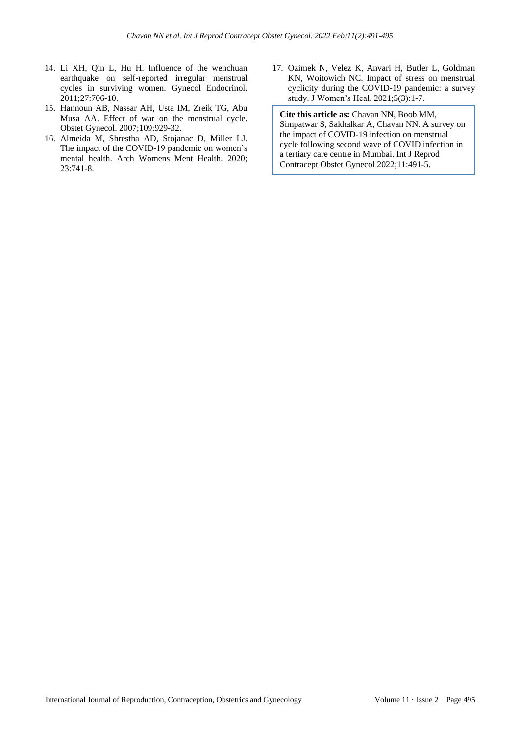14. Li XH, Qin L, Hu H. Influence of the wenchuan earthquake on self-reported irregular menstrual cycles in surviving women. Gynecol Endocrinol. 2011;27:706-10.
15. Hannoun AB, Nassar AH, Usta IM, Zreik TG, Abu Musa AA. Effect of war on the menstrual cycle. Obstet Gynecol. 2007;109:929-32.
16. Almeida M, Shrestha AD, Stojanac D, Miller LJ. The impact of the COVID-19 pandemic on women's mental health. Arch Womens Ment Health. 2020; 23:741-8.
17. Ozimek N, Velez K, Anvari H, Butler L, Goldman KN, Woitowich NC. Impact of stress on menstrual cyclicity during the COVID-19 pandemic: a survey study. J Women's Heal. 2021;5(3):1-7.

**Cite this article as:** Chavan NN, Boob MM, Simpatwar S, Sakhalkar A, Chavan NN. A survey on the impact of COVID-19 infection on menstrual cycle following second wave of COVID infection in a tertiary care centre in Mumbai. Int J Reprod Contracept Obstet Gynecol 2022;11:491-5.